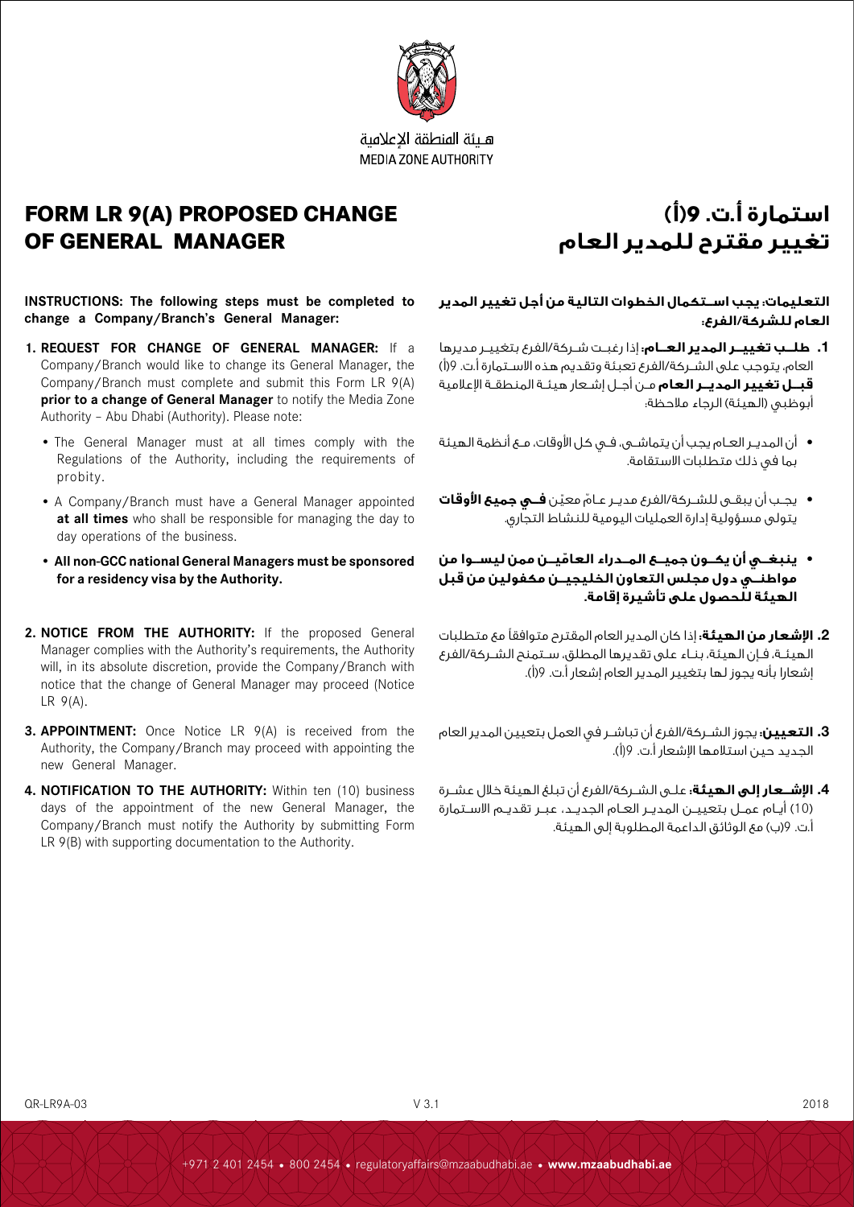هيئة المنطقة الإعلامية
MEDIA ZONE AUTHORITY

# FORM LR 9(A) PROPOSED CHANGE OF GENERAL MANAGER

**INSTRUCTIONS: The following steps must be completed to change a Company/Branch's General Manager:**

1. **REQUEST FOR CHANGE OF GENERAL MANAGER:** If a Company/Branch would like to change its General Manager, the Company/Branch must complete and submit this Form LR 9(A) **prior to a change of General Manager** to notify the Media Zone Authority – Abu Dhabi (Authority). Please note:
   - The General Manager must at all times comply with the Regulations of the Authority, including the requirements of probity.
   - A Company/Branch must have a General Manager appointed **at all times** who shall be responsible for managing the day to day operations of the business.
   - **All non-GCC national General Managers must be sponsored for a residency visa by the Authority.**
2. **NOTICE FROM THE AUTHORITY:** If the proposed General Manager complies with the Authority's requirements, the Authority will, in its absolute discretion, provide the Company/Branch with notice that the change of General Manager may proceed (Notice LR 9(A).
3. **APPOINTMENT:** Once Notice LR 9(A) is received from the Authority, the Company/Branch may proceed with appointing the new General Manager.
4. **NOTIFICATION TO THE AUTHORITY:** Within ten (10) business days of the appointment of the new General Manager, the Company/Branch must notify the Authority by submitting Form LR 9(B) with supporting documentation to the Authority.

# استمارة أ.ت. 9(أ) تغيير مقترح للمدير العام

**التعليمات: يجب استكمال الخطوات التالية من أجل تغيير المدير العام للشركة/الفرع:**

1. **طلب تغيير المدير العام:** إذا رغبت شركة/الفرع بتغيير مديرها العام، يتوجب على الشركة/الفرع تعبئة وتقديم هذه الاستمارة أ.ت. 9(أ) **قبل تغيير المدير العام** من أجل إشعار هيئة المنطقة الإعلامية أبوظبي (الهيئة) الرجاء ملاحظة:
   - أن المدير العام يجب أن يتماشى، في كل الأوقات، مع أنظمة الهيئة بما في ذلك متطلبات الاستقامة.
   - يجب أن يبقى للشركة/الفرع مدير عامّ معيّن **في جميع الأوقات** يتولى مسؤولية إدارة العمليات اليومية للنشاط التجاري.
   - **ينبغي أن يكون جميع المدراء العامّين ممن ليسوا من مواطني دول مجلس التعاون الخليجيين مكفولين من قبل الهيئة للحصول على تأشيرة إقامة.**
2. **الإشعار من الهيئة:** إذا كان المدير العام المقترح متوافقاً مع متطلبات الهيئة، فإن الهيئة، بناء على تقديرها المطلق، ستمنح الشركة/الفرع إشعارا بأنه يجوز لها بتغيير المدير العام إشعار أ.ت. 9(أ).
3. **التعيين:** يجوز الشركة/الفرع أن تباشر في العمل بتعيين المدير العام الجديد حين استلامها الإشعار أ.ت. 9(أ).
4. **الإشعار إلى الهيئة:** على الشركة/الفرع أن تبلغ الهيئة خلال عشرة (10) أيام عمل بتعيين المدير العام الجديد، عبر تقديم الاستمارة أ.ت. 9(ب) مع الوثائق الداعمة المطلوبة إلى الهيئة.

QR-LR9A-03 V 3.1 2018

+971 2 401 2454 • 800 2454 • regulatoryaffairs@mzaabudhabi.ae • **www.mzaabudhabi.ae**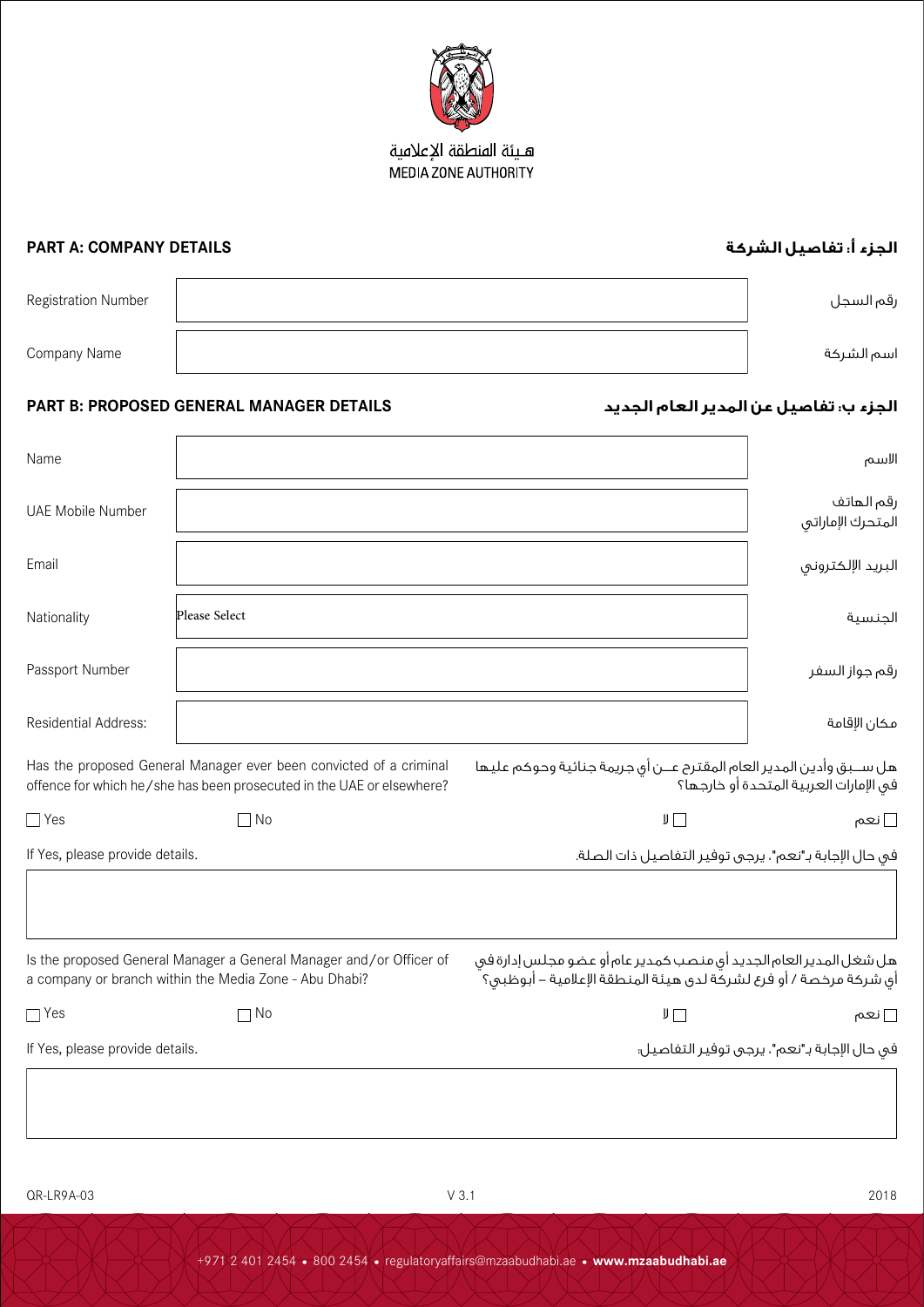هـيئة المنطقة الإعلامية
MEDIA ZONE AUTHORITY

## PART A: COMPANY DETAILS

## الجزء أ: تفاصيل الشركة

| | | |
|---|---|---|
| Registration Number | | رقم السجل |
| Company Name | | اسم الشركة |

## PART B: PROPOSED GENERAL MANAGER DETAILS

## الجزء ب: تفاصيل عن المدير العام الجديد

| | | |
|---|---|---|
| Name | | الاسم |
| UAE Mobile Number | | رقم الهاتف المتحرك الإماراتي |
| Email | | البريد الإلكتروني |
| Nationality | Please Select | الجنسية |
| Passport Number | | رقم جواز السفر |
| Residential Address: | | مكان الإقامة |

Has the proposed General Manager ever been convicted of a criminal offence for which he/she has been prosecuted in the UAE or elsewhere?

هل ســبق وأدين المدير العام المقترح عــن أي جريمة جنائية وحوكم عليها في الإمارات العربية المتحدة أو خارجها؟

☐ Yes ☐ No ☐ لا ☐ نعم

If Yes, please provide details.

في حال الإجابة بـ"نعم"، يرجى توفير التفاصيل ذات الصلة.

Is the proposed General Manager a General Manager and/or Officer of a company or branch within the Media Zone - Abu Dhabi?

هل شغل المدير العام الجديد أي منصب كمدير عام أو عضو مجلس إدارة في أي شركة مرخصة / أو فرع لشركة لدى هيئة المنطقة الإعلامية – أبوظبي؟

☐ Yes ☐ No ☐ لا ☐ نعم

If Yes, please provide details.

في حال الإجابة بـ"نعم"، يرجى توفير التفاصيل:

QR-LR9A-03 V 3.1 2018

+971 2 401 2454 • 800 2454 • regulatoryaffairs@mzaabudhabi.ae • **www.mzaabudhabi.ae**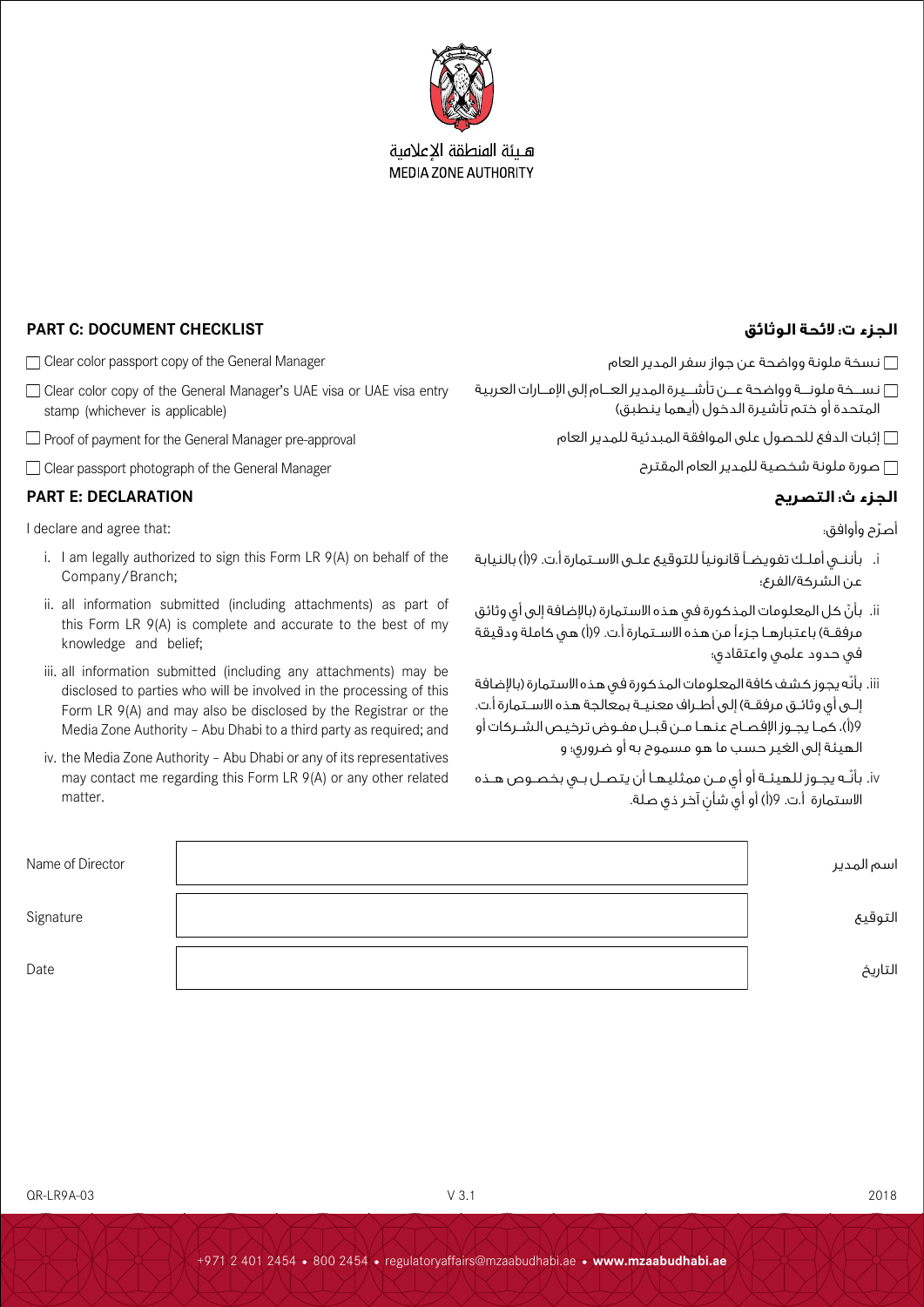هيئة المنطقة الإعلامية
MEDIA ZONE AUTHORITY

## PART C: DOCUMENT CHECKLIST

## الجزء ت: لائحة الوثائق

- ☐ Clear color passport copy of the General Manager
- ☐ Clear color copy of the General Manager's UAE visa or UAE visa entry stamp (whichever is applicable)
- ☐ Proof of payment for the General Manager pre-approval
- ☐ Clear passport photograph of the General Manager

- ☐ نسخة ملونة وواضحة عن جواز سفر المدير العام
- ☐ نسخة ملونة وواضحة عن تأشيرة المدير العام إلى الإمارات العربية المتحدة أو ختم تأشيرة الدخول (أيهما ينطبق)
- ☐ إثبات الدفع للحصول على الموافقة المبدئية للمدير العام
- ☐ صورة ملونة شخصية للمدير العام المقترح

## PART E: DECLARATION

I declare and agree that:

i. I am legally authorized to sign this Form LR 9(A) on behalf of the Company/Branch;

ii. all information submitted (including attachments) as part of this Form LR 9(A) is complete and accurate to the best of my knowledge and belief;

iii. all information submitted (including any attachments) may be disclosed to parties who will be involved in the processing of this Form LR 9(A) and may also be disclosed by the Registrar or the Media Zone Authority – Abu Dhabi to a third party as required; and

iv. the Media Zone Authority – Abu Dhabi or any of its representatives may contact me regarding this Form LR 9(A) or any other related matter.

## الجزء ث: التصريح

أصرّح وأوافق:

i. بأنني أملك تفويضاً قانونياً للتوقيع على الاستمارة أ.ت. 9(أ) بالنيابة عن الشركة/الفرع؛

ii. بأنّ كل المعلومات المذكورة في هذه الاستمارة (بالإضافة إلى أي وثائق مرفقة) باعتبارها جزءاً من هذه الاستمارة أ.ت. 9(أ) هي كاملة ودقيقة في حدود علمي واعتقادي؛

iii. بأنّه يجوز كشف كافة المعلومات المذكورة في هذه الاستمارة (بالإضافة إلى أي وثائق مرفقة) إلى أطراف معنية بمعالجة هذه الاستمارة أ.ت. 9(أ)، كما يجوز الإفصاح عنها من قبل مفوض ترخيص الشركات أو الهيئة إلى الغير حسب ما هو مسموح به أو ضروري؛ و

iv. بأنّه يجوز للهيئة أو أي من ممثليها أن يتصل بي بخصوص هذه الاستمارة أ.ت. 9(أ) أو أي شأن آخر ذي صلة.

| | | |
|---|---|---|
| Name of Director | | اسم المدير |
| Signature | | التوقيع |
| Date | | التاريخ |

QR-LR9A-03 V 3.1 2018

+971 2 401 2454 • 800 2454 • regulatoryaffairs@mzaabudhabi.ae • **www.mzaabudhabi.ae**